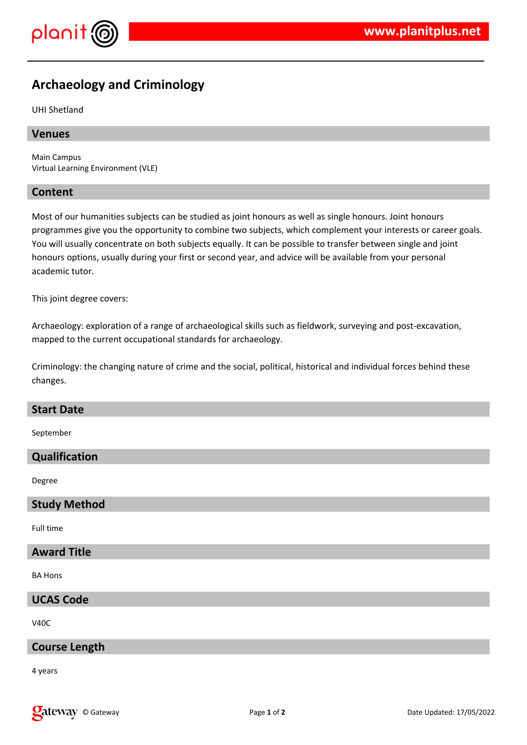# Archaeology and Criminology

UHI Shetland

## Venues

Main Campus
Virtual Learning Environment (VLE)

## Content

Most of our humanities subjects can be studied as joint honours as well as single honours. Joint honours programmes give you the opportunity to combine two subjects, which complement your interests or career goals. You will usually concentrate on both subjects equally. It can be possible to transfer between single and joint honours options, usually during your first or second year, and advice will be available from your personal academic tutor.

This joint degree covers:

Archaeology: exploration of a range of archaeological skills such as fieldwork, surveying and post-excavation, mapped to the current occupational standards for archaeology.

Criminology: the changing nature of crime and the social, political, historical and individual forces behind these changes.

## Start Date

September

## Qualification

Degree

## Study Method

Full time

## Award Title

BA Hons

## UCAS Code

V40C

## Course Length

4 years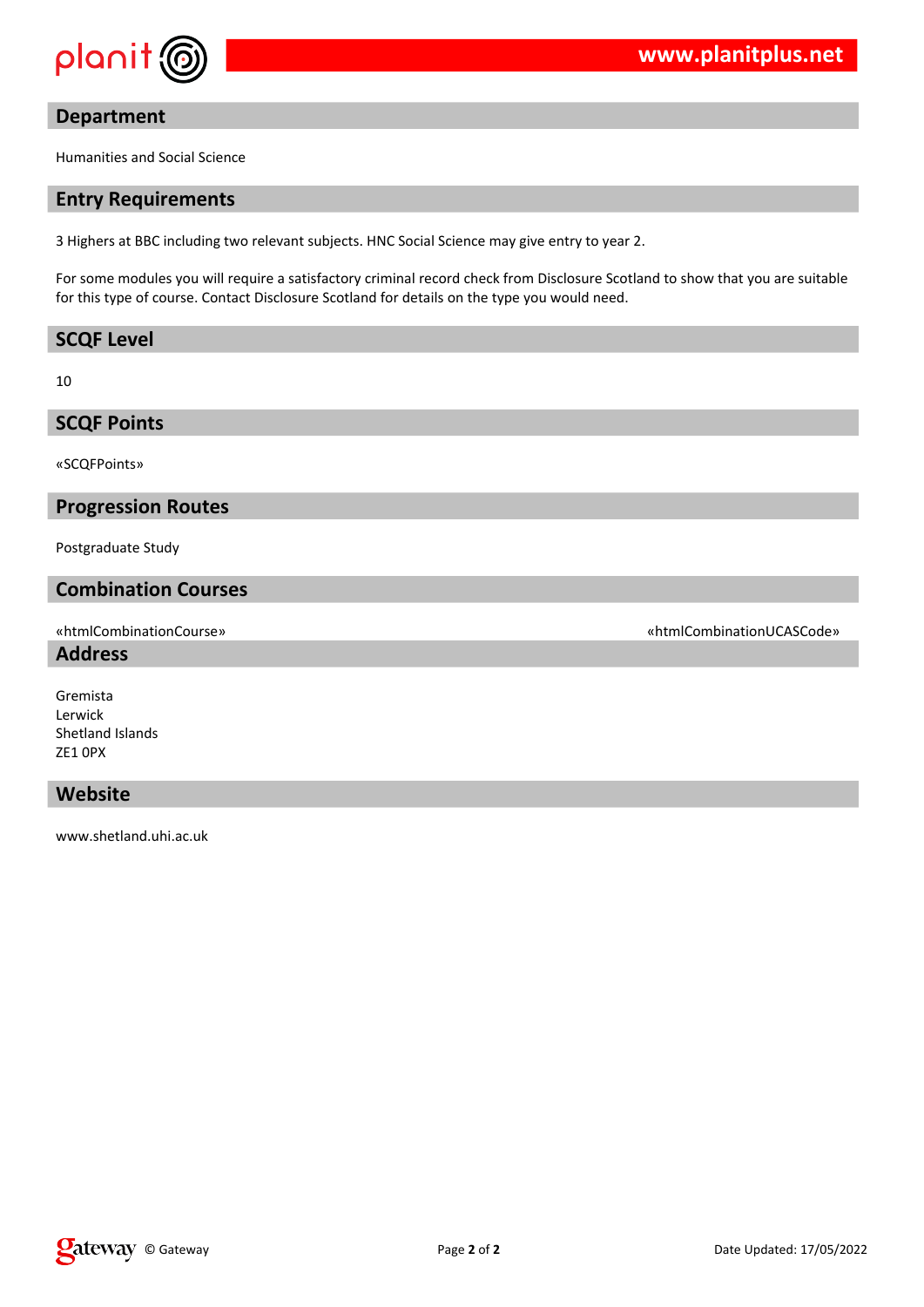## Department

Humanities and Social Science

## Entry Requirements

3 Highers at BBC including two relevant subjects. HNC Social Science may give entry to year 2.

For some modules you will require a satisfactory criminal record check from Disclosure Scotland to show that you are suitable for this type of course. Contact Disclosure Scotland for details on the type you would need.

## SCQF Level

10

## SCQF Points

«SCQFPoints»

## Progression Routes

Postgraduate Study

## Combination Courses

«htmlCombinationCourse» «htmlCombinationUCASCode»

## Address

Gremista
Lerwick
Shetland Islands
ZE1 0PX

## Website

www.shetland.uhi.ac.uk